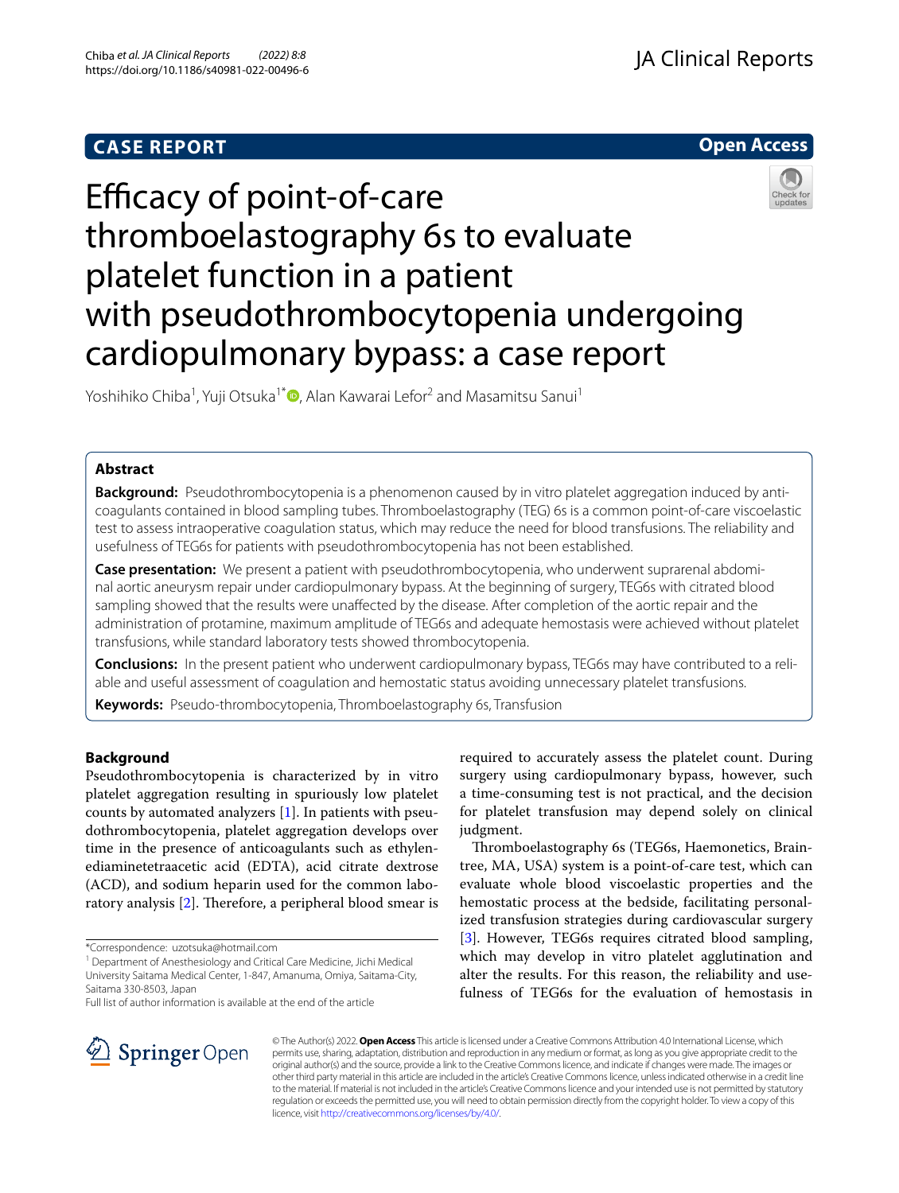CASE REPORT

Open Access

# Efficacy of point-of-care thromboelastography 6s to evaluate platelet function in a patient with pseudothrombocytopenia undergoing cardiopulmonary bypass: a case report

Yoshihiko Chiba[1], Yuji Otsuka[1*], Alan Kawarai Lefor[2] and Masamitsu Sanui[1]

## Abstract

**Background:** Pseudothrombocytopenia is a phenomenon caused by in vitro platelet aggregation induced by anticoagulants contained in blood sampling tubes. Thromboelastography (TEG) 6s is a common point-of-care viscoelastic test to assess intraoperative coagulation status, which may reduce the need for blood transfusions. The reliability and usefulness of TEG6s for patients with pseudothrombocytopenia has not been established.

**Case presentation:** We present a patient with pseudothrombocytopenia, who underwent suprarenal abdominal aortic aneurysm repair under cardiopulmonary bypass. At the beginning of surgery, TEG6s with citrated blood sampling showed that the results were unaffected by the disease. After completion of the aortic repair and the administration of protamine, maximum amplitude of TEG6s and adequate hemostasis were achieved without platelet transfusions, while standard laboratory tests showed thrombocytopenia.

**Conclusions:** In the present patient who underwent cardiopulmonary bypass, TEG6s may have contributed to a reliable and useful assessment of coagulation and hemostatic status avoiding unnecessary platelet transfusions.

**Keywords:** Pseudo-thrombocytopenia, Thromboelastography 6s, Transfusion

## Background

Pseudothrombocytopenia is characterized by in vitro platelet aggregation resulting in spuriously low platelet counts by automated analyzers [1]. In patients with pseudothrombocytopenia, platelet aggregation develops over time in the presence of anticoagulants such as ethylenediaminetetraacetic acid (EDTA), acid citrate dextrose (ACD), and sodium heparin used for the common laboratory analysis [2]. Therefore, a peripheral blood smear is required to accurately assess the platelet count. During surgery using cardiopulmonary bypass, however, such a time-consuming test is not practical, and the decision for platelet transfusion may depend solely on clinical judgment.

Thromboelastography 6s (TEG6s, Haemonetics, Braintree, MA, USA) system is a point-of-care test, which can evaluate whole blood viscoelastic properties and the hemostatic process at the bedside, facilitating personalized transfusion strategies during cardiovascular surgery [3]. However, TEG6s requires citrated blood sampling, which may develop in vitro platelet agglutination and alter the results. For this reason, the reliability and usefulness of TEG6s for the evaluation of hemostasis in

*Correspondence: uzotsuka@hotmail.com

[1] Department of Anesthesiology and Critical Care Medicine, Jichi Medical University Saitama Medical Center, 1-847, Amanuma, Omiya, Saitama-City, Saitama 330-8503, Japan

Full list of author information is available at the end of the article

© The Author(s) 2022. **Open Access** This article is licensed under a Creative Commons Attribution 4.0 International License, which permits use, sharing, adaptation, distribution and reproduction in any medium or format, as long as you give appropriate credit to the original author(s) and the source, provide a link to the Creative Commons licence, and indicate if changes were made. The images or other third party material in this article are included in the article's Creative Commons licence, unless indicated otherwise in a credit line to the material. If material is not included in the article's Creative Commons licence and your intended use is not permitted by statutory regulation or exceeds the permitted use, you will need to obtain permission directly from the copyright holder. To view a copy of this licence, visit http://creativecommons.org/licenses/by/4.0/.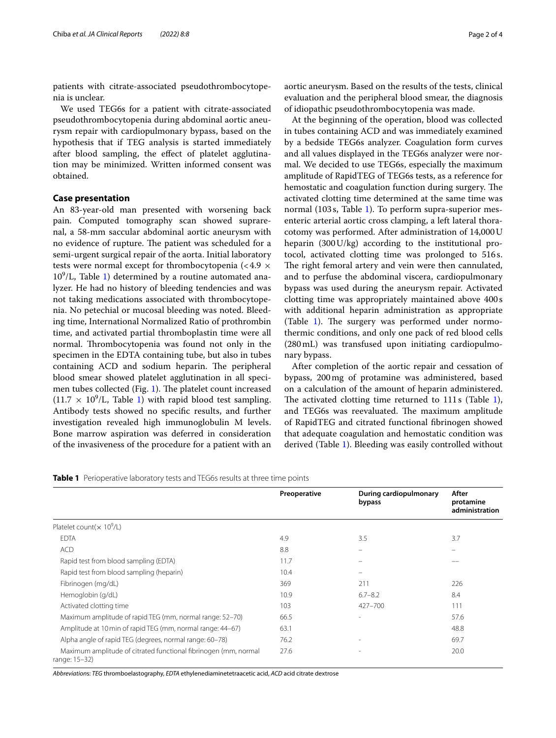patients with citrate-associated pseudothrombocytopenia is unclear.

We used TEG6s for a patient with citrate-associated pseudothrombocytopenia during abdominal aortic aneurysm repair with cardiopulmonary bypass, based on the hypothesis that if TEG analysis is started immediately after blood sampling, the effect of platelet agglutination may be minimized. Written informed consent was obtained.

## Case presentation

An 83-year-old man presented with worsening back pain. Computed tomography scan showed suprarenal, a 58-mm saccular abdominal aortic aneurysm with no evidence of rupture. The patient was scheduled for a semi-urgent surgical repair of the aorta. Initial laboratory tests were normal except for thrombocytopenia ($<4.9 \times 10^9$/L, Table 1) determined by a routine automated analyzer. He had no history of bleeding tendencies and was not taking medications associated with thrombocytopenia. No petechial or mucosal bleeding was noted. Bleeding time, International Normalized Ratio of prothrombin time, and activated partial thromboplastin time were all normal. Thrombocytopenia was found not only in the specimen in the EDTA containing tube, but also in tubes containing ACD and sodium heparin. The peripheral blood smear showed platelet agglutination in all specimen tubes collected (Fig. 1). The platelet count increased ($11.7 \times 10^9$/L, Table 1) with rapid blood test sampling. Antibody tests showed no specific results, and further investigation revealed high immunoglobulin M levels. Bone marrow aspiration was deferred in consideration of the invasiveness of the procedure for a patient with an aortic aneurysm. Based on the results of the tests, clinical evaluation and the peripheral blood smear, the diagnosis of idiopathic pseudothrombocytopenia was made.

At the beginning of the operation, blood was collected in tubes containing ACD and was immediately examined by a bedside TEG6s analyzer. Coagulation form curves and all values displayed in the TEG6s analyzer were normal. We decided to use TEG6s, especially the maximum amplitude of RapidTEG of TEG6s tests, as a reference for hemostatic and coagulation function during surgery. The activated clotting time determined at the same time was normal (103 s, Table 1). To perform supra-superior mesenteric arterial aortic cross clamping, a left lateral thoracotomy was performed. After administration of 14,000 U heparin (300 U/kg) according to the institutional protocol, activated clotting time was prolonged to 516 s. The right femoral artery and vein were then cannulated, and to perfuse the abdominal viscera, cardiopulmonary bypass was used during the aneurysm repair. Activated clotting time was appropriately maintained above 400 s with additional heparin administration as appropriate (Table 1). The surgery was performed under normothermic conditions, and only one pack of red blood cells (280 mL) was transfused upon initiating cardiopulmonary bypass.

After completion of the aortic repair and cessation of bypass, 200 mg of protamine was administered, based on a calculation of the amount of heparin administered. The activated clotting time returned to 111 s (Table 1), and TEG6s was reevaluated. The maximum amplitude of RapidTEG and citrated functional fibrinogen showed that adequate coagulation and hemostatic condition was derived (Table 1). Bleeding was easily controlled without

**Table 1** Perioperative laboratory tests and TEG6s results at three time points

| | Preoperative | During cardiopulmonary bypass | After protamine administration |
|---|---|---|---|
| Platelet count($\times 10^9$/L) | | | |
| EDTA | 4.9 | 3.5 | 3.7 |
| ACD | 8.8 | – | – |
| Rapid test from blood sampling (EDTA) | 11.7 | – | –– |
| Rapid test from blood sampling (heparin) | 10.4 | – | |
| Fibrinogen (mg/dL) | 369 | 211 | 226 |
| Hemoglobin (g/dL) | 10.9 | 6.7–8.2 | 8.4 |
| Activated clotting time | 103 | 427–700 | 111 |
| Maximum amplitude of rapid TEG (mm, normal range: 52–70) | 66.5 | - | 57.6 |
| Amplitude at 10 min of rapid TEG (mm, normal range: 44–67) | 63.1 | | 48.8 |
| Alpha angle of rapid TEG (degrees, normal range: 60–78) | 76.2 | - | 69.7 |
| Maximum amplitude of citrated functional fibrinogen (mm, normal range: 15–32) | 27.6 | - | 20.0 |

*Abbreviations: TEG* thromboelastography, *EDTA* ethylenediaminetetraacetic acid, *ACD* acid citrate dextrose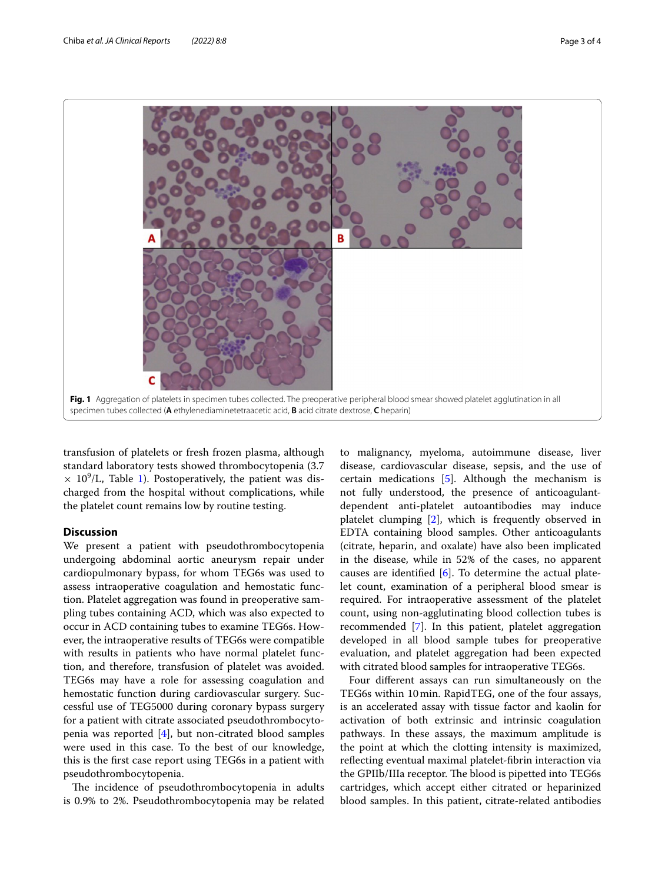Fig. 1 Aggregation of platelets in specimen tubes collected. The preoperative peripheral blood smear showed platelet agglutination in all specimen tubes collected (**A** ethylenediaminetetraacetic acid, **B** acid citrate dextrose, **C** heparin)

transfusion of platelets or fresh frozen plasma, although standard laboratory tests showed thrombocytopenia ($3.7 \times 10^9$/L, Table 1). Postoperatively, the patient was discharged from the hospital without complications, while the platelet count remains low by routine testing.

## Discussion

We present a patient with pseudothrombocytopenia undergoing abdominal aortic aneurysm repair under cardiopulmonary bypass, for whom TEG6s was used to assess intraoperative coagulation and hemostatic function. Platelet aggregation was found in preoperative sampling tubes containing ACD, which was also expected to occur in ACD containing tubes to examine TEG6s. However, the intraoperative results of TEG6s were compatible with results in patients who have normal platelet function, and therefore, transfusion of platelet was avoided. TEG6s may have a role for assessing coagulation and hemostatic function during cardiovascular surgery. Successful use of TEG5000 during coronary bypass surgery for a patient with citrate associated pseudothrombocytopenia was reported [4], but non-citrated blood samples were used in this case. To the best of our knowledge, this is the first case report using TEG6s in a patient with pseudothrombocytopenia.

The incidence of pseudothrombocytopenia in adults is 0.9% to 2%. Pseudothrombocytopenia may be related to malignancy, myeloma, autoimmune disease, liver disease, cardiovascular disease, sepsis, and the use of certain medications [5]. Although the mechanism is not fully understood, the presence of anticoagulant-dependent anti-platelet autoantibodies may induce platelet clumping [2], which is frequently observed in EDTA containing blood samples. Other anticoagulants (citrate, heparin, and oxalate) have also been implicated in the disease, while in 52% of the cases, no apparent causes are identified [6]. To determine the actual platelet count, examination of a peripheral blood smear is required. For intraoperative assessment of the platelet count, using non-agglutinating blood collection tubes is recommended [7]. In this patient, platelet aggregation developed in all blood sample tubes for preoperative evaluation, and platelet aggregation had been expected with citrated blood samples for intraoperative TEG6s.

Four different assays can run simultaneously on the TEG6s within 10 min. RapidTEG, one of the four assays, is an accelerated assay with tissue factor and kaolin for activation of both extrinsic and intrinsic coagulation pathways. In these assays, the maximum amplitude is the point at which the clotting intensity is maximized, reflecting eventual maximal platelet-fibrin interaction via the GPIIb/IIIa receptor. The blood is pipetted into TEG6s cartridges, which accept either citrated or heparinized blood samples. In this patient, citrate-related antibodies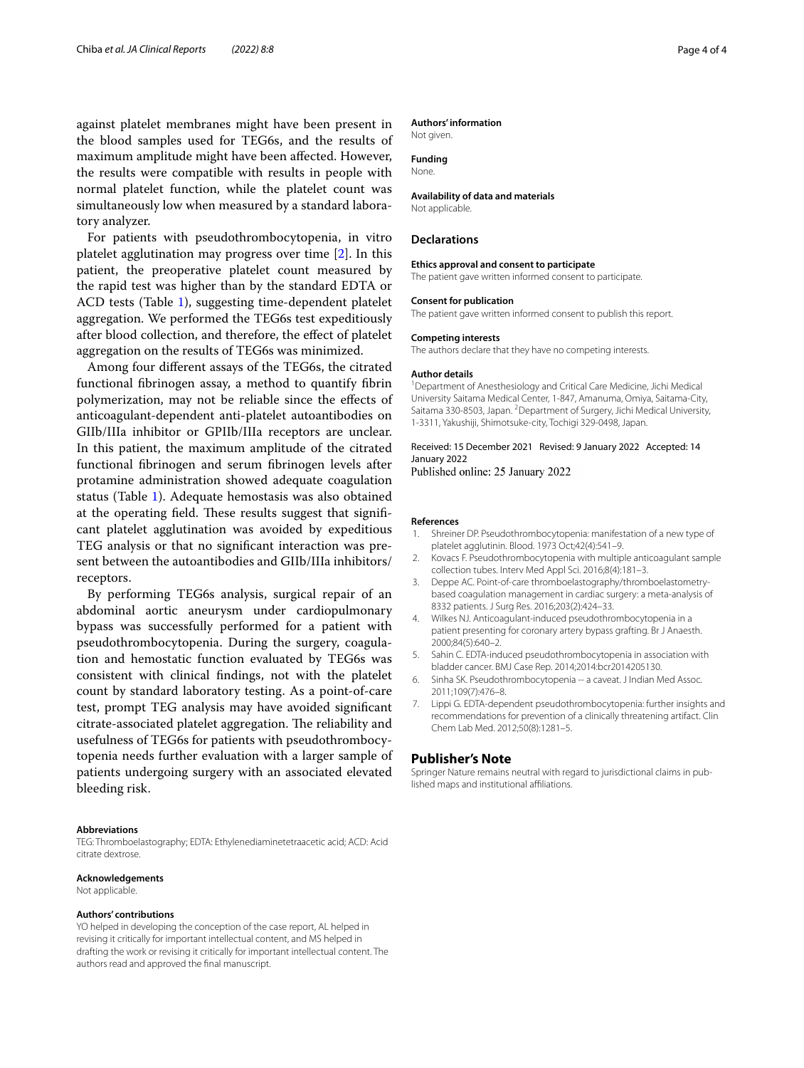against platelet membranes might have been present in the blood samples used for TEG6s, and the results of maximum amplitude might have been affected. However, the results were compatible with results in people with normal platelet function, while the platelet count was simultaneously low when measured by a standard laboratory analyzer.

For patients with pseudothrombocytopenia, in vitro platelet agglutination may progress over time [2]. In this patient, the preoperative platelet count measured by the rapid test was higher than by the standard EDTA or ACD tests (Table 1), suggesting time-dependent platelet aggregation. We performed the TEG6s test expeditiously after blood collection, and therefore, the effect of platelet aggregation on the results of TEG6s was minimized.

Among four different assays of the TEG6s, the citrated functional fibrinogen assay, a method to quantify fibrin polymerization, may not be reliable since the effects of anticoagulant-dependent anti-platelet autoantibodies on GIIb/IIIa inhibitor or GPIIb/IIIa receptors are unclear. In this patient, the maximum amplitude of the citrated functional fibrinogen and serum fibrinogen levels after protamine administration showed adequate coagulation status (Table 1). Adequate hemostasis was also obtained at the operating field. These results suggest that significant platelet agglutination was avoided by expeditious TEG analysis or that no significant interaction was present between the autoantibodies and GIIb/IIIa inhibitors/receptors.

By performing TEG6s analysis, surgical repair of an abdominal aortic aneurysm under cardiopulmonary bypass was successfully performed for a patient with pseudothrombocytopenia. During the surgery, coagulation and hemostatic function evaluated by TEG6s was consistent with clinical findings, not with the platelet count by standard laboratory testing. As a point-of-care test, prompt TEG analysis may have avoided significant citrate-associated platelet aggregation. The reliability and usefulness of TEG6s for patients with pseudothrombocytopenia needs further evaluation with a larger sample of patients undergoing surgery with an associated elevated bleeding risk.

#### Abbreviations
TEG: Thromboelastography; EDTA: Ethylenediaminetetraacetic acid; ACD: Acid citrate dextrose.

#### Acknowledgements
Not applicable.

#### Authors' contributions
YO helped in developing the conception of the case report, AL helped in revising it critically for important intellectual content, and MS helped in drafting the work or revising it critically for important intellectual content. The authors read and approved the final manuscript.

#### Authors' information
Not given.

#### Funding
None.

#### Availability of data and materials
Not applicable.

## Declarations

#### Ethics approval and consent to participate
The patient gave written informed consent to participate.

#### Consent for publication
The patient gave written informed consent to publish this report.

#### Competing interests
The authors declare that they have no competing interests.

#### Author details
[1]Department of Anesthesiology and Critical Care Medicine, Jichi Medical University Saitama Medical Center, 1-847, Amanuma, Omiya, Saitama-City, Saitama 330-8503, Japan. [2]Department of Surgery, Jichi Medical University, 1-3311, Yakushiji, Shimotsuke-city, Tochigi 329-0498, Japan.

Received: 15 December 2021 Revised: 9 January 2022 Accepted: 14 January 2022
Published online: 25 January 2022

#### References
1. Shreiner DP. Pseudothrombocytopenia: manifestation of a new type of platelet agglutinin. Blood. 1973 Oct;42(4):541–9.
2. Kovacs F. Pseudothrombocytopenia with multiple anticoagulant sample collection tubes. Interv Med Appl Sci. 2016;8(4):181–3.
3. Deppe AC. Point-of-care thromboelastography/thromboelastometry-based coagulation management in cardiac surgery: a meta-analysis of 8332 patients. J Surg Res. 2016;203(2):424–33.
4. Wilkes NJ. Anticoagulant-induced pseudothrombocytopenia in a patient presenting for coronary artery bypass grafting. Br J Anaesth. 2000;84(5):640–2.
5. Sahin C. EDTA-induced pseudothrombocytopenia in association with bladder cancer. BMJ Case Rep. 2014;2014:bcr2014205130.
6. Sinha SK. Pseudothrombocytopenia -- a caveat. J Indian Med Assoc. 2011;109(7):476–8.
7. Lippi G. EDTA-dependent pseudothrombocytopenia: further insights and recommendations for prevention of a clinically threatening artifact. Clin Chem Lab Med. 2012;50(8):1281–5.

## Publisher's Note
Springer Nature remains neutral with regard to jurisdictional claims in published maps and institutional affiliations.